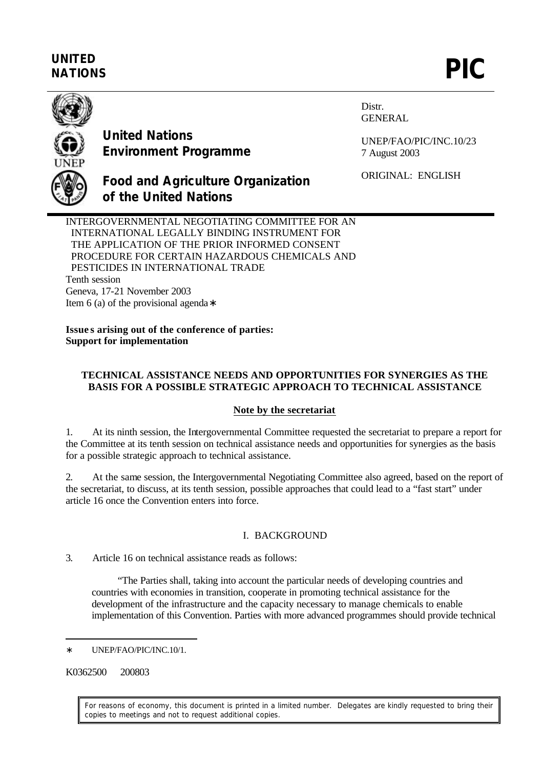**UNITED NATIONS** **PIC**

**United Nations Environment Programme**

**Food and Agriculture Organization of the United Nations**

Distr.
GENERAL

UNEP/FAO/PIC/INC.10/23
7 August 2003

ORIGINAL: ENGLISH

INTERGOVERNMENTAL NEGOTIATING COMMITTEE FOR AN INTERNATIONAL LEGALLY BINDING INSTRUMENT FOR THE APPLICATION OF THE PRIOR INFORMED CONSENT PROCEDURE FOR CERTAIN HAZARDOUS CHEMICALS AND PESTICIDES IN INTERNATIONAL TRADE
Tenth session
Geneva, 17-21 November 2003
Item 6 (a) of the provisional agenda*

**Issues arising out of the conference of parties: Support for implementation**

### TECHNICAL ASSISTANCE NEEDS AND OPPORTUNITIES FOR SYNERGIES AS THE BASIS FOR A POSSIBLE STRATEGIC APPROACH TO TECHNICAL ASSISTANCE

**Note by the secretariat**

1. At its ninth session, the Intergovernmental Committee requested the secretariat to prepare a report for the Committee at its tenth session on technical assistance needs and opportunities for synergies as the basis for a possible strategic approach to technical assistance.

2. At the same session, the Intergovernmental Negotiating Committee also agreed, based on the report of the secretariat, to discuss, at its tenth session, possible approaches that could lead to a "fast start" under article 16 once the Convention enters into force.

## I. BACKGROUND

3. Article 16 on technical assistance reads as follows:

"The Parties shall, taking into account the particular needs of developing countries and countries with economies in transition, cooperate in promoting technical assistance for the development of the infrastructure and the capacity necessary to manage chemicals to enable implementation of this Convention. Parties with more advanced programmes should provide technical

---

* UNEP/FAO/PIC/INC.10/1.

K0362500 200803

For reasons of economy, this document is printed in a limited number. Delegates are kindly requested to bring their copies to meetings and not to request additional copies.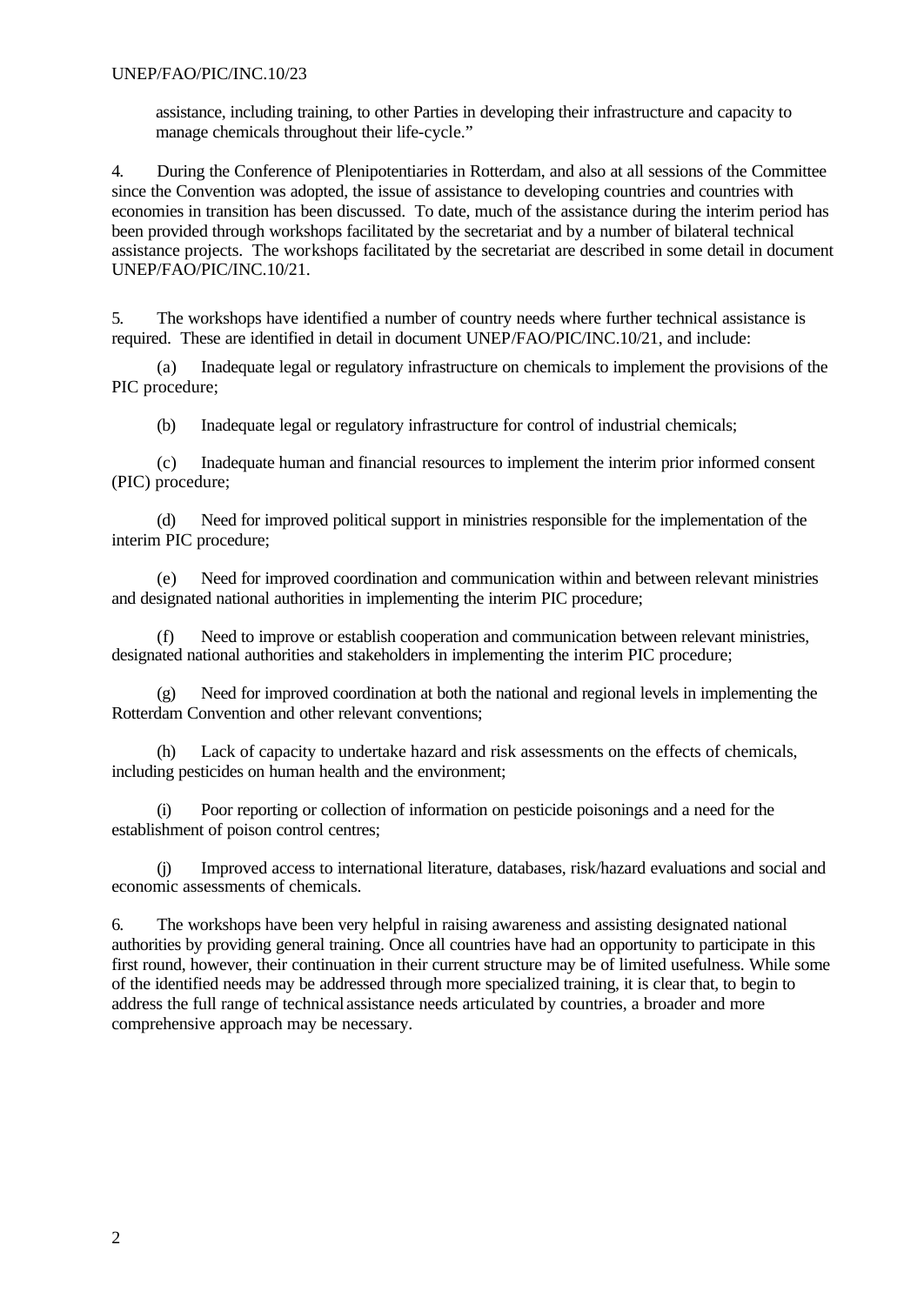assistance, including training, to other Parties in developing their infrastructure and capacity to manage chemicals throughout their life-cycle."

4. During the Conference of Plenipotentiaries in Rotterdam, and also at all sessions of the Committee since the Convention was adopted, the issue of assistance to developing countries and countries with economies in transition has been discussed. To date, much of the assistance during the interim period has been provided through workshops facilitated by the secretariat and by a number of bilateral technical assistance projects. The workshops facilitated by the secretariat are described in some detail in document UNEP/FAO/PIC/INC.10/21.

5. The workshops have identified a number of country needs where further technical assistance is required. These are identified in detail in document UNEP/FAO/PIC/INC.10/21, and include:

(a) Inadequate legal or regulatory infrastructure on chemicals to implement the provisions of the PIC procedure;

(b) Inadequate legal or regulatory infrastructure for control of industrial chemicals;

(c) Inadequate human and financial resources to implement the interim prior informed consent (PIC) procedure;

(d) Need for improved political support in ministries responsible for the implementation of the interim PIC procedure;

(e) Need for improved coordination and communication within and between relevant ministries and designated national authorities in implementing the interim PIC procedure;

(f) Need to improve or establish cooperation and communication between relevant ministries, designated national authorities and stakeholders in implementing the interim PIC procedure;

(g) Need for improved coordination at both the national and regional levels in implementing the Rotterdam Convention and other relevant conventions;

(h) Lack of capacity to undertake hazard and risk assessments on the effects of chemicals, including pesticides on human health and the environment;

(i) Poor reporting or collection of information on pesticide poisonings and a need for the establishment of poison control centres;

(j) Improved access to international literature, databases, risk/hazard evaluations and social and economic assessments of chemicals.

6. The workshops have been very helpful in raising awareness and assisting designated national authorities by providing general training. Once all countries have had an opportunity to participate in this first round, however, their continuation in their current structure may be of limited usefulness. While some of the identified needs may be addressed through more specialized training, it is clear that, to begin to address the full range of technical assistance needs articulated by countries, a broader and more comprehensive approach may be necessary.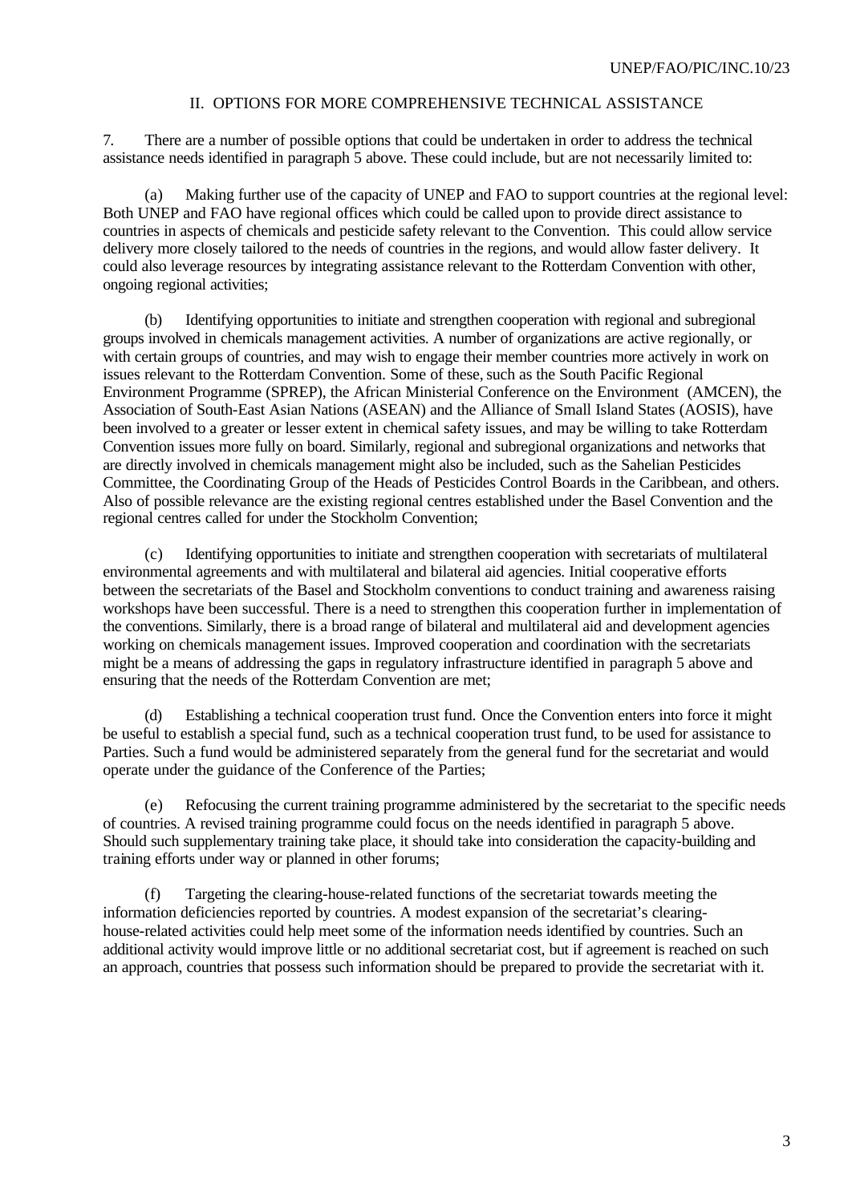## II. OPTIONS FOR MORE COMPREHENSIVE TECHNICAL ASSISTANCE

7. There are a number of possible options that could be undertaken in order to address the technical assistance needs identified in paragraph 5 above. These could include, but are not necessarily limited to:

(a) Making further use of the capacity of UNEP and FAO to support countries at the regional level: Both UNEP and FAO have regional offices which could be called upon to provide direct assistance to countries in aspects of chemicals and pesticide safety relevant to the Convention. This could allow service delivery more closely tailored to the needs of countries in the regions, and would allow faster delivery. It could also leverage resources by integrating assistance relevant to the Rotterdam Convention with other, ongoing regional activities;

(b) Identifying opportunities to initiate and strengthen cooperation with regional and subregional groups involved in chemicals management activities. A number of organizations are active regionally, or with certain groups of countries, and may wish to engage their member countries more actively in work on issues relevant to the Rotterdam Convention. Some of these, such as the South Pacific Regional Environment Programme (SPREP), the African Ministerial Conference on the Environment (AMCEN), the Association of South-East Asian Nations (ASEAN) and the Alliance of Small Island States (AOSIS), have been involved to a greater or lesser extent in chemical safety issues, and may be willing to take Rotterdam Convention issues more fully on board. Similarly, regional and subregional organizations and networks that are directly involved in chemicals management might also be included, such as the Sahelian Pesticides Committee, the Coordinating Group of the Heads of Pesticides Control Boards in the Caribbean, and others. Also of possible relevance are the existing regional centres established under the Basel Convention and the regional centres called for under the Stockholm Convention;

(c) Identifying opportunities to initiate and strengthen cooperation with secretariats of multilateral environmental agreements and with multilateral and bilateral aid agencies. Initial cooperative efforts between the secretariats of the Basel and Stockholm conventions to conduct training and awareness raising workshops have been successful. There is a need to strengthen this cooperation further in implementation of the conventions. Similarly, there is a broad range of bilateral and multilateral aid and development agencies working on chemicals management issues. Improved cooperation and coordination with the secretariats might be a means of addressing the gaps in regulatory infrastructure identified in paragraph 5 above and ensuring that the needs of the Rotterdam Convention are met;

(d) Establishing a technical cooperation trust fund. Once the Convention enters into force it might be useful to establish a special fund, such as a technical cooperation trust fund, to be used for assistance to Parties. Such a fund would be administered separately from the general fund for the secretariat and would operate under the guidance of the Conference of the Parties;

(e) Refocusing the current training programme administered by the secretariat to the specific needs of countries. A revised training programme could focus on the needs identified in paragraph 5 above. Should such supplementary training take place, it should take into consideration the capacity-building and training efforts under way or planned in other forums;

(f) Targeting the clearing-house-related functions of the secretariat towards meeting the information deficiencies reported by countries. A modest expansion of the secretariat's clearing-house-related activities could help meet some of the information needs identified by countries. Such an additional activity would improve little or no additional secretariat cost, but if agreement is reached on such an approach, countries that possess such information should be prepared to provide the secretariat with it.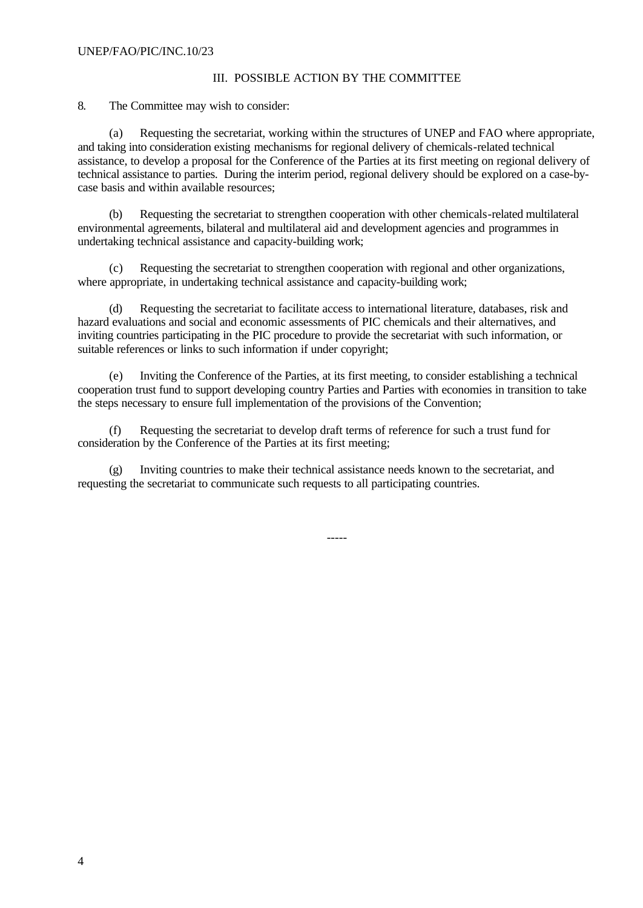## III. POSSIBLE ACTION BY THE COMMITTEE

8. The Committee may wish to consider:

(a) Requesting the secretariat, working within the structures of UNEP and FAO where appropriate, and taking into consideration existing mechanisms for regional delivery of chemicals-related technical assistance, to develop a proposal for the Conference of the Parties at its first meeting on regional delivery of technical assistance to parties. During the interim period, regional delivery should be explored on a case-by-case basis and within available resources;

(b) Requesting the secretariat to strengthen cooperation with other chemicals-related multilateral environmental agreements, bilateral and multilateral aid and development agencies and programmes in undertaking technical assistance and capacity-building work;

(c) Requesting the secretariat to strengthen cooperation with regional and other organizations, where appropriate, in undertaking technical assistance and capacity-building work;

(d) Requesting the secretariat to facilitate access to international literature, databases, risk and hazard evaluations and social and economic assessments of PIC chemicals and their alternatives, and inviting countries participating in the PIC procedure to provide the secretariat with such information, or suitable references or links to such information if under copyright;

(e) Inviting the Conference of the Parties, at its first meeting, to consider establishing a technical cooperation trust fund to support developing country Parties and Parties with economies in transition to take the steps necessary to ensure full implementation of the provisions of the Convention;

(f) Requesting the secretariat to develop draft terms of reference for such a trust fund for consideration by the Conference of the Parties at its first meeting;

(g) Inviting countries to make their technical assistance needs known to the secretariat, and requesting the secretariat to communicate such requests to all participating countries.

-----